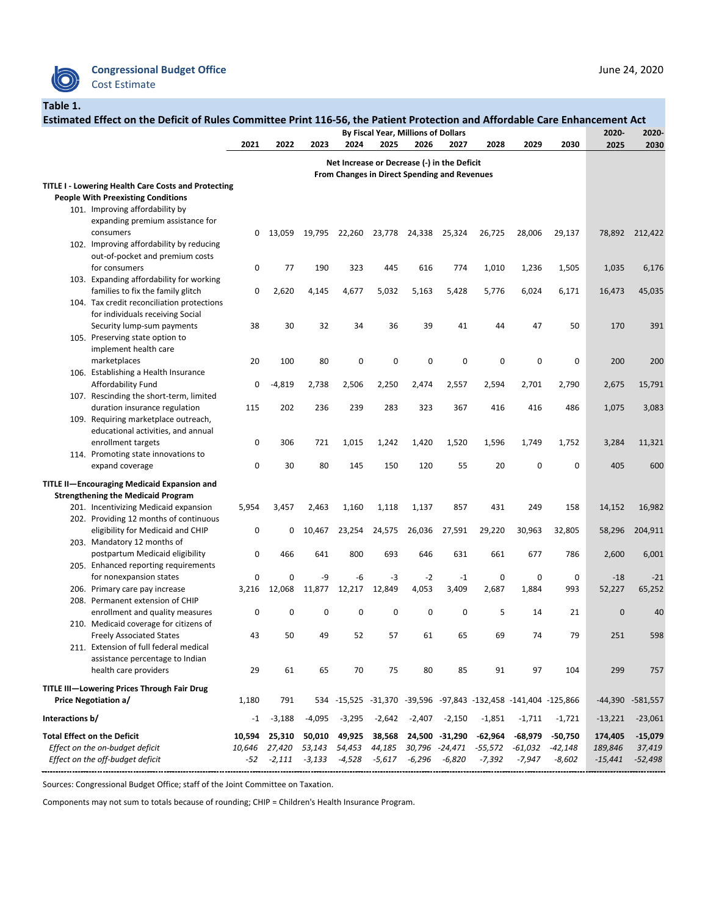**Congressional Budget Office**
Cost Estimate

June 24, 2020

## Table 1.
## Estimated Effect on the Deficit of Rules Committee Print 116-56, the Patient Protection and Affordable Care Enhancement Act

| | By Fiscal Year, Millions of Dollars | | | | | | | | | | | |
|---|---|---|---|---|---|---|---|---|---|---|---|---|
| | 2021 | 2022 | 2023 | 2024 | 2025 | 2026 | 2027 | 2028 | 2029 | 2030 | 2020-2025 | 2020-2030 |
| | **Net Increase or Decrease (-) in the Deficit From Changes in Direct Spending and Revenues** | | | | | | | | | | | |
| **TITLE I - Lowering Health Care Costs and Protecting People With Preexisting Conditions** | | | | | | | | | | | | |
| 101. Improving affordability by expanding premium assistance for consumers | 0 | 13,059 | 19,795 | 22,260 | 23,778 | 24,338 | 25,324 | 26,725 | 28,006 | 29,137 | 78,892 | 212,422 |
| 102. Improving affordability by reducing out-of-pocket and premium costs for consumers | 0 | 77 | 190 | 323 | 445 | 616 | 774 | 1,010 | 1,236 | 1,505 | 1,035 | 6,176 |
| 103. Expanding affordability for working families to fix the family glitch | 0 | 2,620 | 4,145 | 4,677 | 5,032 | 5,163 | 5,428 | 5,776 | 6,024 | 6,171 | 16,473 | 45,035 |
| 104. Tax credit reconciliation protections for individuals receiving Social Security lump-sum payments | 38 | 30 | 32 | 34 | 36 | 39 | 41 | 44 | 47 | 50 | 170 | 391 |
| 105. Preserving state option to implement health care marketplaces | 20 | 100 | 80 | 0 | 0 | 0 | 0 | 0 | 0 | 0 | 200 | 200 |
| 106. Establishing a Health Insurance Affordability Fund | 0 | -4,819 | 2,738 | 2,506 | 2,250 | 2,474 | 2,557 | 2,594 | 2,701 | 2,790 | 2,675 | 15,791 |
| 107. Rescinding the short-term, limited duration insurance regulation | 115 | 202 | 236 | 239 | 283 | 323 | 367 | 416 | 416 | 486 | 1,075 | 3,083 |
| 109. Requiring marketplace outreach, educational activities, and annual enrollment targets | 0 | 306 | 721 | 1,015 | 1,242 | 1,420 | 1,520 | 1,596 | 1,749 | 1,752 | 3,284 | 11,321 |
| 114. Promoting state innovations to expand coverage | 0 | 30 | 80 | 145 | 150 | 120 | 55 | 20 | 0 | 0 | 405 | 600 |
| **TITLE II—Encouraging Medicaid Expansion and Strengthening the Medicaid Program** | | | | | | | | | | | | |
| 201. Incentivizing Medicaid expansion | 5,954 | 3,457 | 2,463 | 1,160 | 1,118 | 1,137 | 857 | 431 | 249 | 158 | 14,152 | 16,982 |
| 202. Providing 12 months of continuous eligibility for Medicaid and CHIP | 0 | 0 | 10,467 | 23,254 | 24,575 | 26,036 | 27,591 | 29,220 | 30,963 | 32,805 | 58,296 | 204,911 |
| 203. Mandatory 12 months of postpartum Medicaid eligibility | 0 | 466 | 641 | 800 | 693 | 646 | 631 | 661 | 677 | 786 | 2,600 | 6,001 |
| 205. Enhanced reporting requirements for nonexpansion states | 0 | 0 | -9 | -6 | -3 | -2 | -1 | 0 | 0 | 0 | -18 | -21 |
| 206. Primary care pay increase | 3,216 | 12,068 | 11,877 | 12,217 | 12,849 | 4,053 | 3,409 | 2,687 | 1,884 | 993 | 52,227 | 65,252 |
| 208. Permanent extension of CHIP enrollment and quality measures | 0 | 0 | 0 | 0 | 0 | 0 | 0 | 5 | 14 | 21 | 0 | 40 |
| 210. Medicaid coverage for citizens of Freely Associated States | 43 | 50 | 49 | 52 | 57 | 61 | 65 | 69 | 74 | 79 | 251 | 598 |
| 211. Extension of full federal medical assistance percentage to Indian health care providers | 29 | 61 | 65 | 70 | 75 | 80 | 85 | 91 | 97 | 104 | 299 | 757 |
| **TITLE III—Lowering Prices Through Fair Drug Price Negotiation a/** | 1,180 | 791 | 534 | -15,525 | -31,370 | -39,596 | -97,843 | -132,458 | -141,404 | -125,866 | -44,390 | -581,557 |
| **Interactions b/** | -1 | -3,188 | -4,095 | -3,295 | -2,642 | -2,407 | -2,150 | -1,851 | -1,711 | -1,721 | -13,221 | -23,061 |
| **Total Effect on the Deficit** | **10,594** | **25,310** | **50,010** | **49,925** | **38,568** | **24,500** | **-31,290** | **-62,964** | **-68,979** | **-50,750** | **174,405** | **-15,079** |
| *Effect on the on-budget deficit* | *10,646* | *27,420* | *53,143* | *54,453* | *44,185* | *30,796* | *-24,471* | *-55,572* | *-61,032* | *-42,148* | *189,846* | *37,419* |
| *Effect on the off-budget deficit* | *-52* | *-2,111* | *-3,133* | *-4,528* | *-5,617* | *-6,296* | *-6,820* | *-7,392* | *-7,947* | *-8,602* | *-15,441* | *-52,498* |

Sources: Congressional Budget Office; staff of the Joint Committee on Taxation.

Components may not sum to totals because of rounding; CHIP = Children's Health Insurance Program.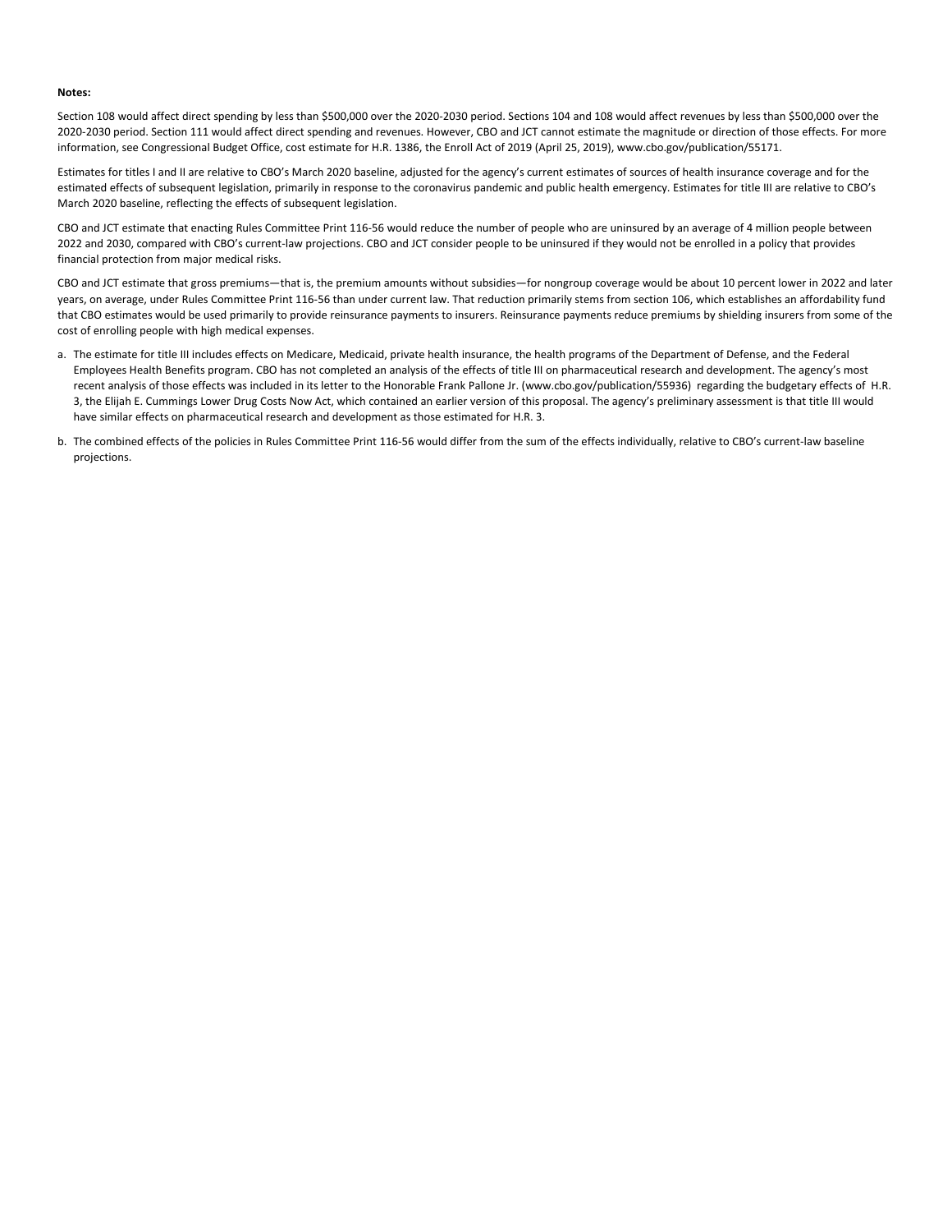**Notes:**

Section 108 would affect direct spending by less than $500,000 over the 2020-2030 period. Sections 104 and 108 would affect revenues by less than $500,000 over the 2020-2030 period. Section 111 would affect direct spending and revenues. However, CBO and JCT cannot estimate the magnitude or direction of those effects. For more information, see Congressional Budget Office, cost estimate for H.R. 1386, the Enroll Act of 2019 (April 25, 2019), www.cbo.gov/publication/55171.

Estimates for titles I and II are relative to CBO's March 2020 baseline, adjusted for the agency's current estimates of sources of health insurance coverage and for the estimated effects of subsequent legislation, primarily in response to the coronavirus pandemic and public health emergency. Estimates for title III are relative to CBO's March 2020 baseline, reflecting the effects of subsequent legislation.

CBO and JCT estimate that enacting Rules Committee Print 116-56 would reduce the number of people who are uninsured by an average of 4 million people between 2022 and 2030, compared with CBO's current-law projections. CBO and JCT consider people to be uninsured if they would not be enrolled in a policy that provides financial protection from major medical risks.

CBO and JCT estimate that gross premiums—that is, the premium amounts without subsidies—for nongroup coverage would be about 10 percent lower in 2022 and later years, on average, under Rules Committee Print 116-56 than under current law. That reduction primarily stems from section 106, which establishes an affordability fund that CBO estimates would be used primarily to provide reinsurance payments to insurers. Reinsurance payments reduce premiums by shielding insurers from some of the cost of enrolling people with high medical expenses.

a. The estimate for title III includes effects on Medicare, Medicaid, private health insurance, the health programs of the Department of Defense, and the Federal Employees Health Benefits program. CBO has not completed an analysis of the effects of title III on pharmaceutical research and development. The agency's most recent analysis of those effects was included in its letter to the Honorable Frank Pallone Jr. (www.cbo.gov/publication/55936) regarding the budgetary effects of H.R. 3, the Elijah E. Cummings Lower Drug Costs Now Act, which contained an earlier version of this proposal. The agency's preliminary assessment is that title III would have similar effects on pharmaceutical research and development as those estimated for H.R. 3.

b. The combined effects of the policies in Rules Committee Print 116-56 would differ from the sum of the effects individually, relative to CBO's current-law baseline projections.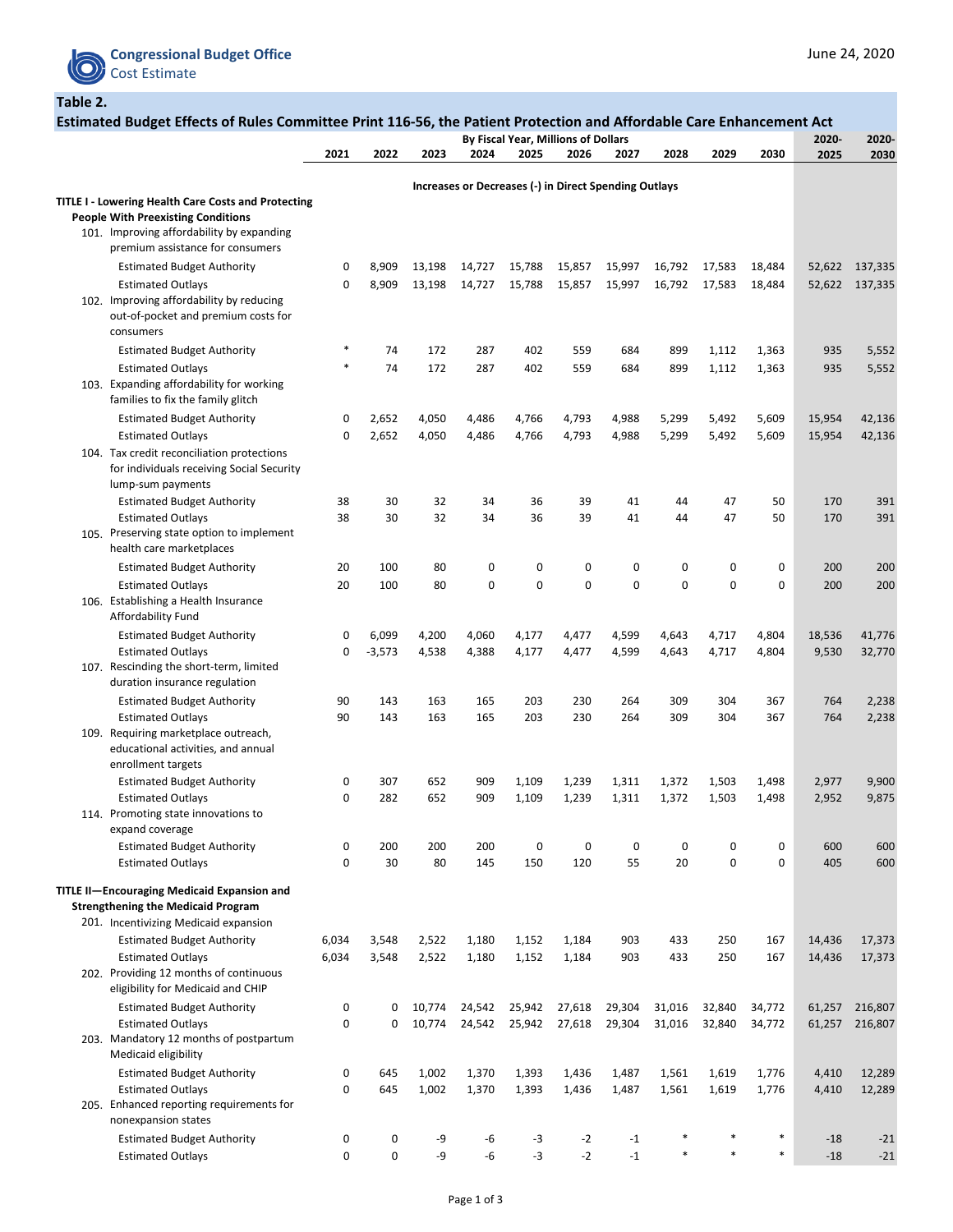**Table 2.**

**Estimated Budget Effects of Rules Committee Print 116-56, the Patient Protection and Affordable Care Enhancement Act**

| | 2021 | 2022 | 2023 | 2024 | 2025 | 2026 | 2027 | 2028 | 2029 | 2030 | 2020-2025 | 2020-2030 |
|---|---|---|---|---|---|---|---|---|---|---|---|---|
| | By Fiscal Year, Millions of Dollars | | | | | | | | | | | |
| | **Increases or Decreases (-) in Direct Spending Outlays** | | | | | | | | | | | |
| **TITLE I - Lowering Health Care Costs and Protecting People With Preexisting Conditions** | | | | | | | | | | | | |
| 101. Improving affordability by expanding premium assistance for consumers | | | | | | | | | | | | |
| Estimated Budget Authority | 0 | 8,909 | 13,198 | 14,727 | 15,788 | 15,857 | 15,997 | 16,792 | 17,583 | 18,484 | 52,622 | 137,335 |
| Estimated Outlays | 0 | 8,909 | 13,198 | 14,727 | 15,788 | 15,857 | 15,997 | 16,792 | 17,583 | 18,484 | 52,622 | 137,335 |
| 102. Improving affordability by reducing out-of-pocket and premium costs for consumers | | | | | | | | | | | | |
| Estimated Budget Authority | * | 74 | 172 | 287 | 402 | 559 | 684 | 899 | 1,112 | 1,363 | 935 | 5,552 |
| Estimated Outlays | * | 74 | 172 | 287 | 402 | 559 | 684 | 899 | 1,112 | 1,363 | 935 | 5,552 |
| 103. Expanding affordability for working families to fix the family glitch | | | | | | | | | | | | |
| Estimated Budget Authority | 0 | 2,652 | 4,050 | 4,486 | 4,766 | 4,793 | 4,988 | 5,299 | 5,492 | 5,609 | 15,954 | 42,136 |
| Estimated Outlays | 0 | 2,652 | 4,050 | 4,486 | 4,766 | 4,793 | 4,988 | 5,299 | 5,492 | 5,609 | 15,954 | 42,136 |
| 104. Tax credit reconciliation protections for individuals receiving Social Security lump-sum payments | | | | | | | | | | | | |
| Estimated Budget Authority | 38 | 30 | 32 | 34 | 36 | 39 | 41 | 44 | 47 | 50 | 170 | 391 |
| Estimated Outlays | 38 | 30 | 32 | 34 | 36 | 39 | 41 | 44 | 47 | 50 | 170 | 391 |
| 105. Preserving state option to implement health care marketplaces | | | | | | | | | | | | |
| Estimated Budget Authority | 20 | 100 | 80 | 0 | 0 | 0 | 0 | 0 | 0 | 0 | 200 | 200 |
| Estimated Outlays | 20 | 100 | 80 | 0 | 0 | 0 | 0 | 0 | 0 | 0 | 200 | 200 |
| 106. Establishing a Health Insurance Affordability Fund | | | | | | | | | | | | |
| Estimated Budget Authority | 0 | 6,099 | 4,200 | 4,060 | 4,177 | 4,477 | 4,599 | 4,643 | 4,717 | 4,804 | 18,536 | 41,776 |
| Estimated Outlays | 0 | -3,573 | 4,538 | 4,388 | 4,177 | 4,477 | 4,599 | 4,643 | 4,717 | 4,804 | 9,530 | 32,770 |
| 107. Rescinding the short-term, limited duration insurance regulation | | | | | | | | | | | | |
| Estimated Budget Authority | 90 | 143 | 163 | 165 | 203 | 230 | 264 | 309 | 304 | 367 | 764 | 2,238 |
| Estimated Outlays | 90 | 143 | 163 | 165 | 203 | 230 | 264 | 309 | 304 | 367 | 764 | 2,238 |
| 109. Requiring marketplace outreach, educational activities, and annual enrollment targets | | | | | | | | | | | | |
| Estimated Budget Authority | 0 | 307 | 652 | 909 | 1,109 | 1,239 | 1,311 | 1,372 | 1,503 | 1,498 | 2,977 | 9,900 |
| Estimated Outlays | 0 | 282 | 652 | 909 | 1,109 | 1,239 | 1,311 | 1,372 | 1,503 | 1,498 | 2,952 | 9,875 |
| 114. Promoting state innovations to expand coverage | | | | | | | | | | | | |
| Estimated Budget Authority | 0 | 200 | 200 | 200 | 0 | 0 | 0 | 0 | 0 | 0 | 600 | 600 |
| Estimated Outlays | 0 | 30 | 80 | 145 | 150 | 120 | 55 | 20 | 0 | 0 | 405 | 600 |
| **TITLE II—Encouraging Medicaid Expansion and Strengthening the Medicaid Program** | | | | | | | | | | | | |
| 201. Incentivizing Medicaid expansion | | | | | | | | | | | | |
| Estimated Budget Authority | 6,034 | 3,548 | 2,522 | 1,180 | 1,152 | 1,184 | 903 | 433 | 250 | 167 | 14,436 | 17,373 |
| Estimated Outlays | 6,034 | 3,548 | 2,522 | 1,180 | 1,152 | 1,184 | 903 | 433 | 250 | 167 | 14,436 | 17,373 |
| 202. Providing 12 months of continuous eligibility for Medicaid and CHIP | | | | | | | | | | | | |
| Estimated Budget Authority | 0 | 0 | 10,774 | 24,542 | 25,942 | 27,618 | 29,304 | 31,016 | 32,840 | 34,772 | 61,257 | 216,807 |
| Estimated Outlays | 0 | 0 | 10,774 | 24,542 | 25,942 | 27,618 | 29,304 | 31,016 | 32,840 | 34,772 | 61,257 | 216,807 |
| 203. Mandatory 12 months of postpartum Medicaid eligibility | | | | | | | | | | | | |
| Estimated Budget Authority | 0 | 645 | 1,002 | 1,370 | 1,393 | 1,436 | 1,487 | 1,561 | 1,619 | 1,776 | 4,410 | 12,289 |
| Estimated Outlays | 0 | 645 | 1,002 | 1,370 | 1,393 | 1,436 | 1,487 | 1,561 | 1,619 | 1,776 | 4,410 | 12,289 |
| 205. Enhanced reporting requirements for nonexpansion states | | | | | | | | | | | | |
| Estimated Budget Authority | 0 | 0 | -9 | -6 | -3 | -2 | -1 | * | * | * | -18 | -21 |
| Estimated Outlays | 0 | 0 | -9 | -6 | -3 | -2 | -1 | * | * | * | -18 | -21 |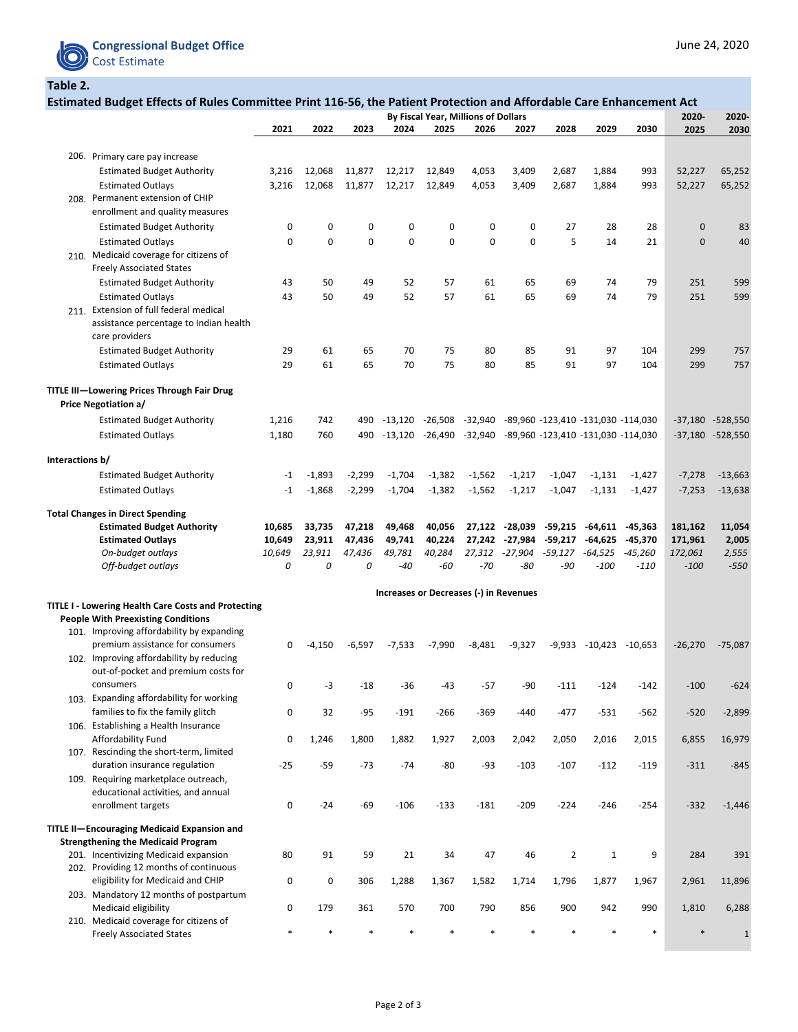**Table 2.**

**Estimated Budget Effects of Rules Committee Print 116-56, the Patient Protection and Affordable Care Enhancement Act**

| | By Fiscal Year, Millions of Dollars | | | | | | | | | | | |
|---|---|---|---|---|---|---|---|---|---|---|---|---|
| | 2021 | 2022 | 2023 | 2024 | 2025 | 2026 | 2027 | 2028 | 2029 | 2030 | 2020-2025 | 2020-2030 |
| 206. Primary care pay increase | | | | | | | | | | | | |
| Estimated Budget Authority | 3,216 | 12,068 | 11,877 | 12,217 | 12,849 | 4,053 | 3,409 | 2,687 | 1,884 | 993 | 52,227 | 65,252 |
| Estimated Outlays | 3,216 | 12,068 | 11,877 | 12,217 | 12,849 | 4,053 | 3,409 | 2,687 | 1,884 | 993 | 52,227 | 65,252 |
| 208. Permanent extension of CHIP enrollment and quality measures | | | | | | | | | | | | |
| Estimated Budget Authority | 0 | 0 | 0 | 0 | 0 | 0 | 0 | 27 | 28 | 28 | 0 | 83 |
| Estimated Outlays | 0 | 0 | 0 | 0 | 0 | 0 | 0 | 5 | 14 | 21 | 0 | 40 |
| 210. Medicaid coverage for citizens of Freely Associated States | | | | | | | | | | | | |
| Estimated Budget Authority | 43 | 50 | 49 | 52 | 57 | 61 | 65 | 69 | 74 | 79 | 251 | 599 |
| Estimated Outlays | 43 | 50 | 49 | 52 | 57 | 61 | 65 | 69 | 74 | 79 | 251 | 599 |
| 211. Extension of full federal medical assistance percentage to Indian health care providers | | | | | | | | | | | | |
| Estimated Budget Authority | 29 | 61 | 65 | 70 | 75 | 80 | 85 | 91 | 97 | 104 | 299 | 757 |
| Estimated Outlays | 29 | 61 | 65 | 70 | 75 | 80 | 85 | 91 | 97 | 104 | 299 | 757 |
| **TITLE III—Lowering Prices Through Fair Drug Price Negotiation a/** | | | | | | | | | | | | |
| Estimated Budget Authority | 1,216 | 742 | 490 | -13,120 | -26,508 | -32,940 | -89,960 | -123,410 | -131,030 | -114,030 | -37,180 | -528,550 |
| Estimated Outlays | 1,180 | 760 | 490 | -13,120 | -26,490 | -32,940 | -89,960 | -123,410 | -131,030 | -114,030 | -37,180 | -528,550 |
| **Interactions b/** | | | | | | | | | | | | |
| Estimated Budget Authority | -1 | -1,893 | -2,299 | -1,704 | -1,382 | -1,562 | -1,217 | -1,047 | -1,131 | -1,427 | -7,278 | -13,663 |
| Estimated Outlays | -1 | -1,868 | -2,299 | -1,704 | -1,382 | -1,562 | -1,217 | -1,047 | -1,131 | -1,427 | -7,253 | -13,638 |
| **Total Changes in Direct Spending** | | | | | | | | | | | | |
| **Estimated Budget Authority** | **10,685** | **33,735** | **47,218** | **49,468** | **40,056** | **27,122** | **-28,039** | **-59,215** | **-64,611** | **-45,363** | **181,162** | **11,054** |
| **Estimated Outlays** | **10,649** | **23,911** | **47,436** | **49,741** | **40,224** | **27,242** | **-27,984** | **-59,217** | **-64,625** | **-45,370** | **171,961** | **2,005** |
| *On-budget outlays* | *10,649* | *23,911* | *47,436* | *49,781* | *40,284* | *27,312* | *-27,904* | *-59,127* | *-64,525* | *-45,260* | *172,061* | *2,555* |
| *Off-budget outlays* | *0* | *0* | *0* | *-40* | *-60* | *-70* | *-80* | *-90* | *-100* | *-110* | *-100* | *-550* |
| | **Increases or Decreases (-) in Revenues** | | | | | | | | | | | |
| **TITLE I - Lowering Health Care Costs and Protecting People With Preexisting Conditions** | | | | | | | | | | | | |
| 101. Improving affordability by expanding premium assistance for consumers | 0 | -4,150 | -6,597 | -7,533 | -7,990 | -8,481 | -9,327 | -9,933 | -10,423 | -10,653 | -26,270 | -75,087 |
| 102. Improving affordability by reducing out-of-pocket and premium costs for consumers | 0 | -3 | -18 | -36 | -43 | -57 | -90 | -111 | -124 | -142 | -100 | -624 |
| 103. Expanding affordability for working families to fix the family glitch | 0 | 32 | -95 | -191 | -266 | -369 | -440 | -477 | -531 | -562 | -520 | -2,899 |
| 106. Establishing a Health Insurance Affordability Fund | 0 | 1,246 | 1,800 | 1,882 | 1,927 | 2,003 | 2,042 | 2,050 | 2,016 | 2,015 | 6,855 | 16,979 |
| 107. Rescinding the short-term, limited duration insurance regulation | -25 | -59 | -73 | -74 | -80 | -93 | -103 | -107 | -112 | -119 | -311 | -845 |
| 109. Requiring marketplace outreach, educational activities, and annual enrollment targets | 0 | -24 | -69 | -106 | -133 | -181 | -209 | -224 | -246 | -254 | -332 | -1,446 |
| **TITLE II—Encouraging Medicaid Expansion and Strengthening the Medicaid Program** | | | | | | | | | | | | |
| 201. Incentivizing Medicaid expansion | 80 | 91 | 59 | 21 | 34 | 47 | 46 | 2 | 1 | 9 | 284 | 391 |
| 202. Providing 12 months of continuous eligibility for Medicaid and CHIP | 0 | 0 | 306 | 1,288 | 1,367 | 1,582 | 1,714 | 1,796 | 1,877 | 1,967 | 2,961 | 11,896 |
| 203. Mandatory 12 months of postpartum Medicaid eligibility | 0 | 179 | 361 | 570 | 700 | 790 | 856 | 900 | 942 | 990 | 1,810 | 6,288 |
| 210. Medicaid coverage for citizens of Freely Associated States | * | * | * | * | * | * | * | * | * | * | * | 1 |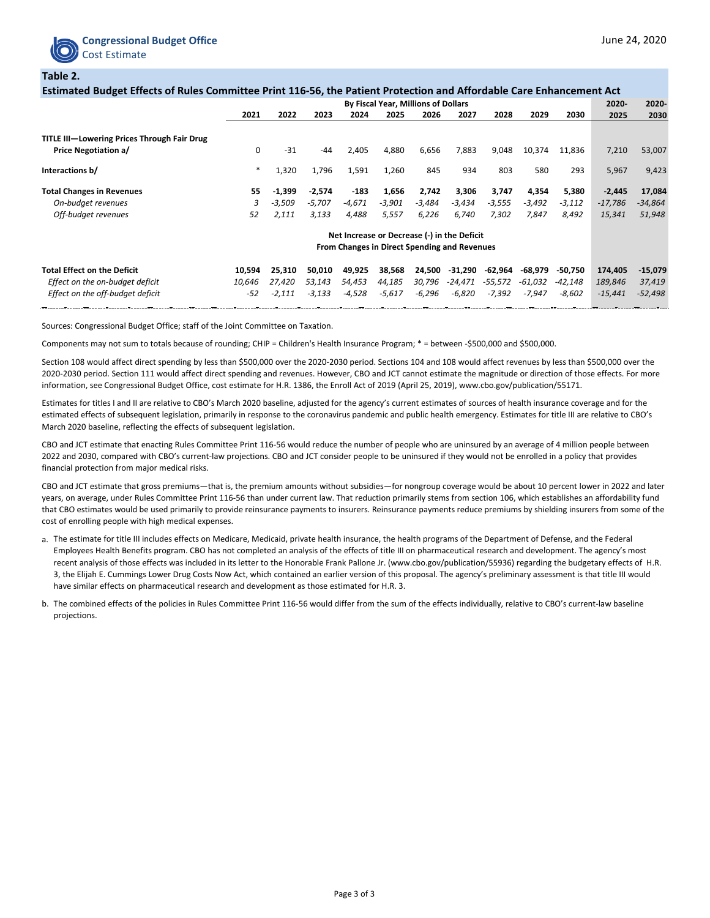**Table 2.**

**Estimated Budget Effects of Rules Committee Print 116-56, the Patient Protection and Affordable Care Enhancement Act**

| | By Fiscal Year, Millions of Dollars | | | | | | | | | | 2020- | 2020- |
|---|---|---|---|---|---|---|---|---|---|---|---|---|
| | **2021** | **2022** | **2023** | **2024** | **2025** | **2026** | **2027** | **2028** | **2029** | **2030** | **2025** | **2030** |
| **TITLE III—Lowering Prices Through Fair Drug Price Negotiation a/** | 0 | -31 | -44 | 2,405 | 4,880 | 6,656 | 7,883 | 9,048 | 10,374 | 11,836 | 7,210 | 53,007 |
| **Interactions b/** | * | 1,320 | 1,796 | 1,591 | 1,260 | 845 | 934 | 803 | 580 | 293 | 5,967 | 9,423 |
| **Total Changes in Revenues** | **55** | **-1,399** | **-2,574** | **-183** | **1,656** | **2,742** | **3,306** | **3,747** | **4,354** | **5,380** | **-2,445** | **17,084** |
| *On-budget revenues* | *3* | *-3,509* | *-5,707* | *-4,671* | *-3,901* | *-3,484* | *-3,434* | *-3,555* | *-3,492* | *-3,112* | *-17,786* | *-34,864* |
| *Off-budget revenues* | *52* | *2,111* | *3,133* | *4,488* | *5,557* | *6,226* | *6,740* | *7,302* | *7,847* | *8,492* | *15,341* | *51,948* |
| | **Net Increase or Decrease (-) in the Deficit From Changes in Direct Spending and Revenues** | | | | | | | | | | | |
| **Total Effect on the Deficit** | **10,594** | **25,310** | **50,010** | **49,925** | **38,568** | **24,500** | **-31,290** | **-62,964** | **-68,979** | **-50,750** | **174,405** | **-15,079** |
| *Effect on the on-budget deficit* | *10,646* | *27,420* | *53,143* | *54,453* | *44,185* | *30,796* | *-24,471* | *-55,572* | *-61,032* | *-42,148* | *189,846* | *37,419* |
| *Effect on the off-budget deficit* | *-52* | *-2,111* | *-3,133* | *-4,528* | *-5,617* | *-6,296* | *-6,820* | *-7,392* | *-7,947* | *-8,602* | *-15,441* | *-52,498* |

Sources: Congressional Budget Office; staff of the Joint Committee on Taxation.

Components may not sum to totals because of rounding; CHIP = Children's Health Insurance Program; * = between -$500,000 and $500,000.

Section 108 would affect direct spending by less than $500,000 over the 2020-2030 period. Sections 104 and 108 would affect revenues by less than $500,000 over the 2020-2030 period. Section 111 would affect direct spending and revenues. However, CBO and JCT cannot estimate the magnitude or direction of those effects. For more information, see Congressional Budget Office, cost estimate for H.R. 1386, the Enroll Act of 2019 (April 25, 2019), www.cbo.gov/publication/55171.

Estimates for titles I and II are relative to CBO's March 2020 baseline, adjusted for the agency's current estimates of sources of health insurance coverage and for the estimated effects of subsequent legislation, primarily in response to the coronavirus pandemic and public health emergency. Estimates for title III are relative to CBO's March 2020 baseline, reflecting the effects of subsequent legislation.

CBO and JCT estimate that enacting Rules Committee Print 116-56 would reduce the number of people who are uninsured by an average of 4 million people between 2022 and 2030, compared with CBO's current-law projections. CBO and JCT consider people to be uninsured if they would not be enrolled in a policy that provides financial protection from major medical risks.

CBO and JCT estimate that gross premiums—that is, the premium amounts without subsidies—for nongroup coverage would be about 10 percent lower in 2022 and later years, on average, under Rules Committee Print 116-56 than under current law. That reduction primarily stems from section 106, which establishes an affordability fund that CBO estimates would be used primarily to provide reinsurance payments to insurers. Reinsurance payments reduce premiums by shielding insurers from some of the cost of enrolling people with high medical expenses.

a. The estimate for title III includes effects on Medicare, Medicaid, private health insurance, the health programs of the Department of Defense, and the Federal Employees Health Benefits program. CBO has not completed an analysis of the effects of title III on pharmaceutical research and development. The agency's most recent analysis of those effects was included in its letter to the Honorable Frank Pallone Jr. (www.cbo.gov/publication/55936) regarding the budgetary effects of H.R. 3, the Elijah E. Cummings Lower Drug Costs Now Act, which contained an earlier version of this proposal. The agency's preliminary assessment is that title III would have similar effects on pharmaceutical research and development as those estimated for H.R. 3.

b. The combined effects of the policies in Rules Committee Print 116-56 would differ from the sum of the effects individually, relative to CBO's current-law baseline projections.